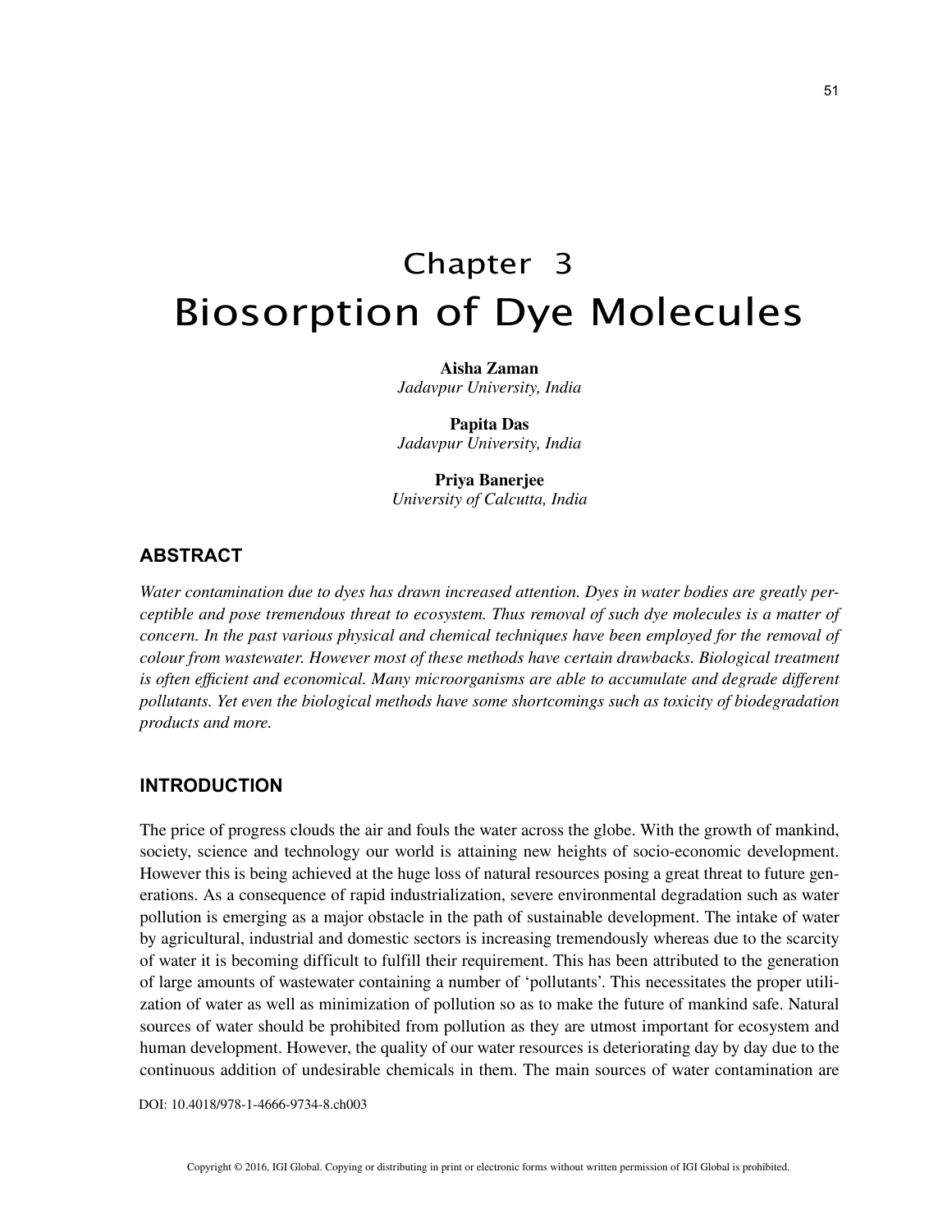# Chapter 3
# Biosorption of Dye Molecules

**Aisha Zaman**
*Jadavpur University, India*

**Papita Das**
*Jadavpur University, India*

**Priya Banerjee**
*University of Calcutta, India*

## ABSTRACT

*Water contamination due to dyes has drawn increased attention. Dyes in water bodies are greatly perceptible and pose tremendous threat to ecosystem. Thus removal of such dye molecules is a matter of concern. In the past various physical and chemical techniques have been employed for the removal of colour from wastewater. However most of these methods have certain drawbacks. Biological treatment is often efficient and economical. Many microorganisms are able to accumulate and degrade different pollutants. Yet even the biological methods have some shortcomings such as toxicity of biodegradation products and more.*

## INTRODUCTION

The price of progress clouds the air and fouls the water across the globe. With the growth of mankind, society, science and technology our world is attaining new heights of socio-economic development. However this is being achieved at the huge loss of natural resources posing a great threat to future generations. As a consequence of rapid industrialization, severe environmental degradation such as water pollution is emerging as a major obstacle in the path of sustainable development. The intake of water by agricultural, industrial and domestic sectors is increasing tremendously whereas due to the scarcity of water it is becoming difficult to fulfill their requirement. This has been attributed to the generation of large amounts of wastewater containing a number of 'pollutants'. This necessitates the proper utilization of water as well as minimization of pollution so as to make the future of mankind safe. Natural sources of water should be prohibited from pollution as they are utmost important for ecosystem and human development. However, the quality of our water resources is deteriorating day by day due to the continuous addition of undesirable chemicals in them. The main sources of water contamination are

DOI: 10.4018/978-1-4666-9734-8.ch003

Copyright © 2016, IGI Global. Copying or distributing in print or electronic forms without written permission of IGI Global is prohibited.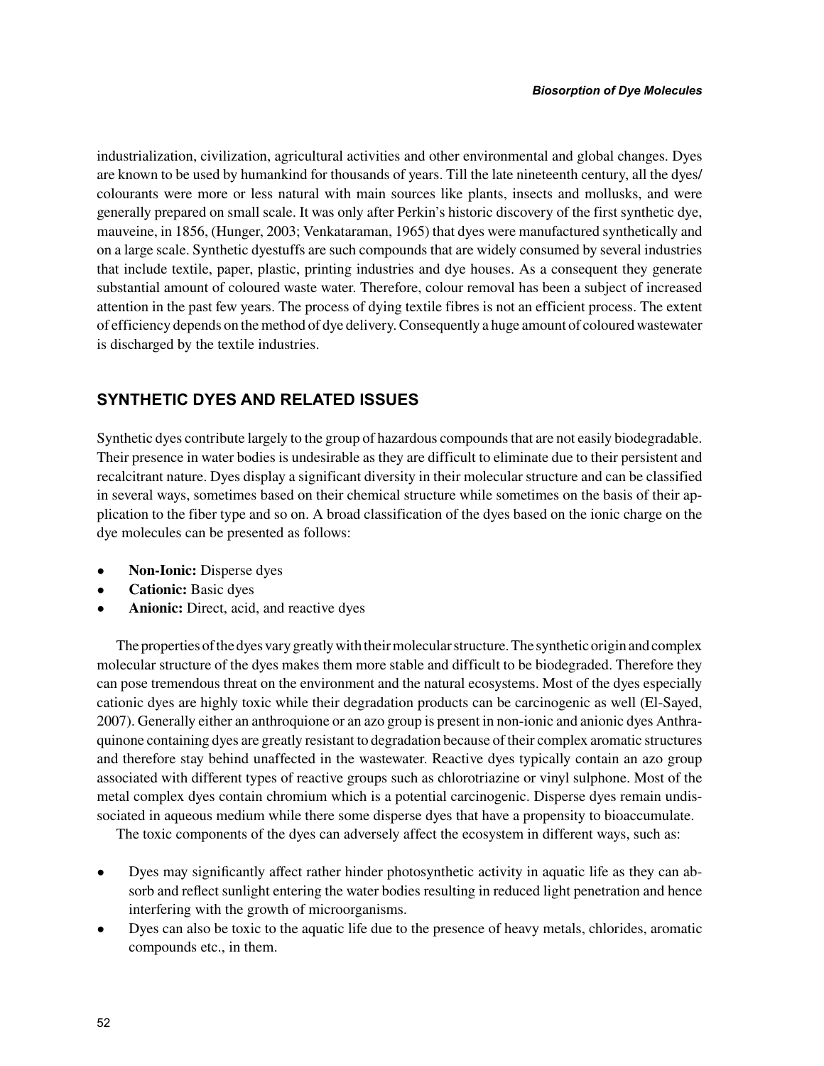industrialization, civilization, agricultural activities and other environmental and global changes. Dyes are known to be used by humankind for thousands of years. Till the late nineteenth century, all the dyes/colourants were more or less natural with main sources like plants, insects and mollusks, and were generally prepared on small scale. It was only after Perkin's historic discovery of the first synthetic dye, mauveine, in 1856, (Hunger, 2003; Venkataraman, 1965) that dyes were manufactured synthetically and on a large scale. Synthetic dyestuffs are such compounds that are widely consumed by several industries that include textile, paper, plastic, printing industries and dye houses. As a consequent they generate substantial amount of coloured waste water. Therefore, colour removal has been a subject of increased attention in the past few years. The process of dying textile fibres is not an efficient process. The extent of efficiency depends on the method of dye delivery. Consequently a huge amount of coloured wastewater is discharged by the textile industries.

## SYNTHETIC DYES AND RELATED ISSUES

Synthetic dyes contribute largely to the group of hazardous compounds that are not easily biodegradable. Their presence in water bodies is undesirable as they are difficult to eliminate due to their persistent and recalcitrant nature. Dyes display a significant diversity in their molecular structure and can be classified in several ways, sometimes based on their chemical structure while sometimes on the basis of their application to the fiber type and so on. A broad classification of the dyes based on the ionic charge on the dye molecules can be presented as follows:

- **Non-Ionic:** Disperse dyes
- **Cationic:** Basic dyes
- **Anionic:** Direct, acid, and reactive dyes

The properties of the dyes vary greatly with their molecular structure. The synthetic origin and complex molecular structure of the dyes makes them more stable and difficult to be biodegraded. Therefore they can pose tremendous threat on the environment and the natural ecosystems. Most of the dyes especially cationic dyes are highly toxic while their degradation products can be carcinogenic as well (El-Sayed, 2007). Generally either an anthroquione or an azo group is present in non-ionic and anionic dyes Anthraquinone containing dyes are greatly resistant to degradation because of their complex aromatic structures and therefore stay behind unaffected in the wastewater. Reactive dyes typically contain an azo group associated with different types of reactive groups such as chlorotriazine or vinyl sulphone. Most of the metal complex dyes contain chromium which is a potential carcinogenic. Disperse dyes remain undissociated in aqueous medium while there some disperse dyes that have a propensity to bioaccumulate.

The toxic components of the dyes can adversely affect the ecosystem in different ways, such as:

- Dyes may significantly affect rather hinder photosynthetic activity in aquatic life as they can absorb and reflect sunlight entering the water bodies resulting in reduced light penetration and hence interfering with the growth of microorganisms.
- Dyes can also be toxic to the aquatic life due to the presence of heavy metals, chlorides, aromatic compounds etc., in them.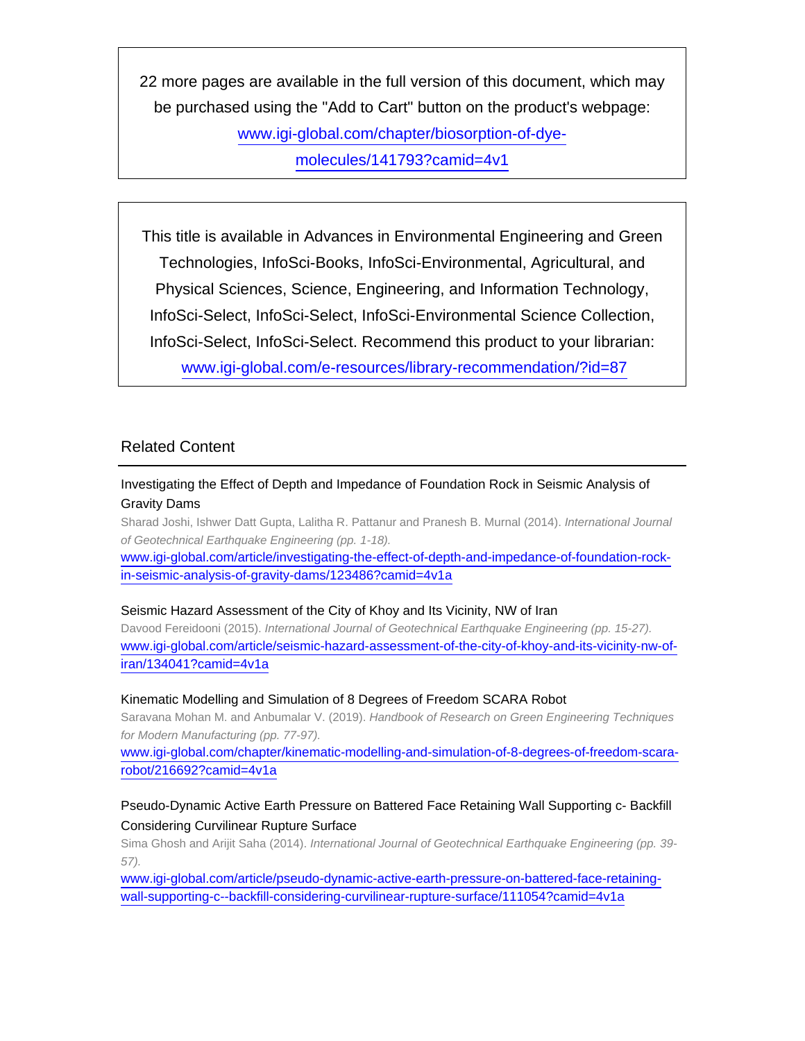22 more pages are available in the full version of this document, which may be purchased using the "Add to Cart" button on the product's webpage: www.igi-global.com/chapter/biosorption-of-dye-molecules/141793?camid=4v1

This title is available in Advances in Environmental Engineering and Green Technologies, InfoSci-Books, InfoSci-Environmental, Agricultural, and Physical Sciences, Science, Engineering, and Information Technology, InfoSci-Select, InfoSci-Select, InfoSci-Environmental Science Collection, InfoSci-Select, InfoSci-Select. Recommend this product to your librarian: www.igi-global.com/e-resources/library-recommendation/?id=87

## Related Content

Investigating the Effect of Depth and Impedance of Foundation Rock in Seismic Analysis of Gravity Dams
Sharad Joshi, Ishwer Datt Gupta, Lalitha R. Pattanur and Pranesh B. Murnal (2014). *International Journal of Geotechnical Earthquake Engineering (pp. 1-18).*
www.igi-global.com/article/investigating-the-effect-of-depth-and-impedance-of-foundation-rock-in-seismic-analysis-of-gravity-dams/123486?camid=4v1a

Seismic Hazard Assessment of the City of Khoy and Its Vicinity, NW of Iran
Davood Fereidooni (2015). *International Journal of Geotechnical Earthquake Engineering (pp. 15-27).*
www.igi-global.com/article/seismic-hazard-assessment-of-the-city-of-khoy-and-its-vicinity-nw-of-iran/134041?camid=4v1a

Kinematic Modelling and Simulation of 8 Degrees of Freedom SCARA Robot
Saravana Mohan M. and Anbumalar V. (2019). *Handbook of Research on Green Engineering Techniques for Modern Manufacturing (pp. 77-97).*
www.igi-global.com/chapter/kinematic-modelling-and-simulation-of-8-degrees-of-freedom-scara-robot/216692?camid=4v1a

Pseudo-Dynamic Active Earth Pressure on Battered Face Retaining Wall Supporting c- Backfill Considering Curvilinear Rupture Surface
Sima Ghosh and Arijit Saha (2014). *International Journal of Geotechnical Earthquake Engineering (pp. 39-57).*
www.igi-global.com/article/pseudo-dynamic-active-earth-pressure-on-battered-face-retaining-wall-supporting-c--backfill-considering-curvilinear-rupture-surface/111054?camid=4v1a